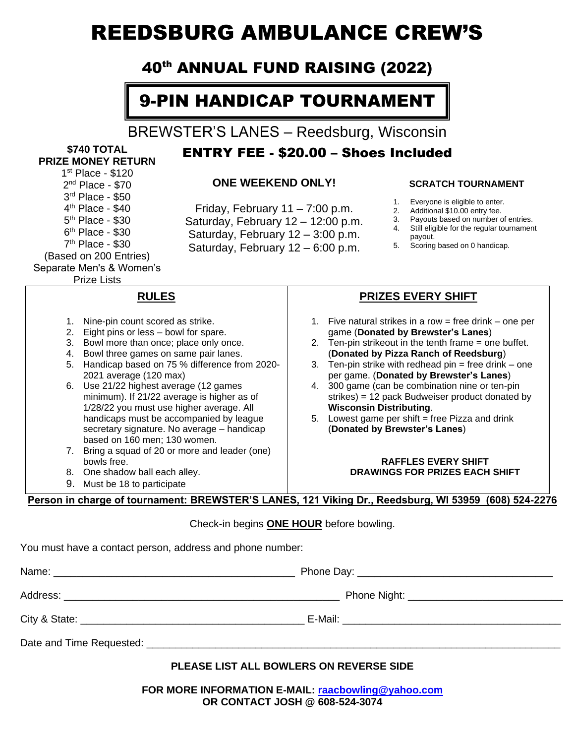# REEDSBURG AMBULANCE CREW'S

## 40th ANNUAL FUND RAISING (2022)

## 9-PIN HANDICAP TOURNAMENT

BREWSTER'S LANES – Reedsburg, Wisconsin

**$740 TOTAL PRIZE MONEY RETURN**

1st Place - $120
2nd Place - $70
3rd Place - $50
4th Place - $40
5th Place - $30
6th Place - $30
7th Place - $30
(Based on 200 Entries)
Separate Men's & Women's Prize Lists

## ENTRY FEE - $20.00 – Shoes Included

**ONE WEEKEND ONLY!**

Friday, February 11 – 7:00 p.m.
Saturday, February 12 – 12:00 p.m.
Saturday, February 12 – 3:00 p.m.
Saturday, February 12 – 6:00 p.m.

**SCRATCH TOURNAMENT**

1. Everyone is eligible to enter.
2. Additional $10.00 entry fee.
3. Payouts based on number of entries.
4. Still eligible for the regular tournament payout.
5. Scoring based on 0 handicap.

### RULES

1. Nine-pin count scored as strike.
2. Eight pins or less – bowl for spare.
3. Bowl more than once; place only once.
4. Bowl three games on same pair lanes.
5. Handicap based on 75 % difference from 2020-2021 average (120 max)
6. Use 21/22 highest average (12 games minimum). If 21/22 average is higher as of 1/28/22 you must use higher average. All handicaps must be accompanied by league secretary signature. No average – handicap based on 160 men; 130 women.
7. Bring a squad of 20 or more and leader (one) bowls free.
8. One shadow ball each alley.
9. Must be 18 to participate

### PRIZES EVERY SHIFT

1. Five natural strikes in a row = free drink – one per game (**Donated by Brewster's Lanes**)
2. Ten-pin strikeout in the tenth frame = one buffet. (**Donated by Pizza Ranch of Reedsburg**)
3. Ten-pin strike with redhead pin = free drink – one per game. (**Donated by Brewster's Lanes**)
4. 300 game (can be combination nine or ten-pin strikes) = 12 pack Budweiser product donated by **Wisconsin Distributing**.
5. Lowest game per shift = free Pizza and drink (**Donated by Brewster's Lanes**)

**RAFFLES EVERY SHIFT**
**DRAWINGS FOR PRIZES EACH SHIFT**

**Person in charge of tournament: BREWSTER'S LANES, 121 Viking Dr., Reedsburg, WI 53959 (608) 524-2276**

Check-in begins **ONE HOUR** before bowling.

You must have a contact person, address and phone number:

Name: ______________________________ Phone Day: ______________________________

Address: ______________________________ Phone Night: ______________________________

City & State: ______________________________ E-Mail: ______________________________

Date and Time Requested: ______________________________

**PLEASE LIST ALL BOWLERS ON REVERSE SIDE**

**FOR MORE INFORMATION E-MAIL: raacbowling@yahoo.com**
**OR CONTACT JOSH @ 608-524-3074**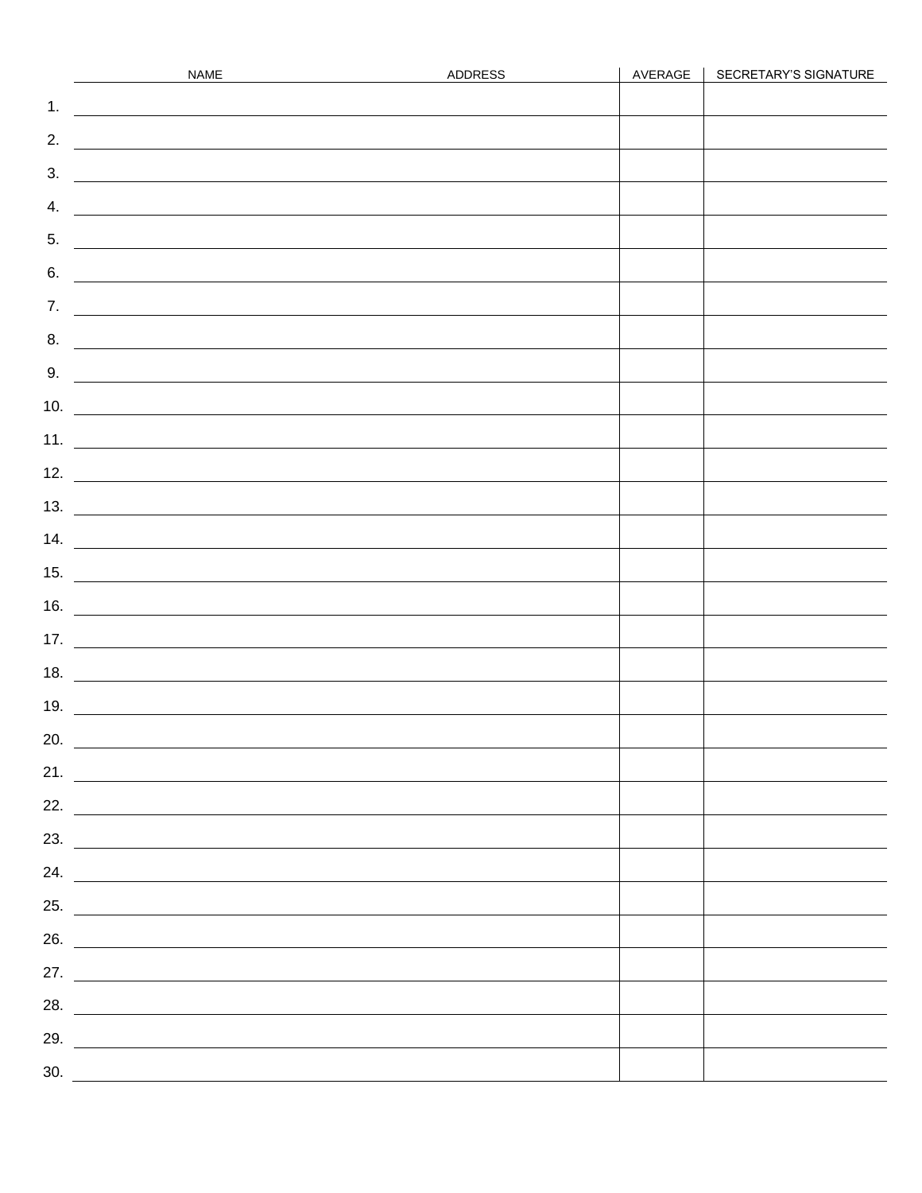| | NAME | ADDRESS | AVERAGE | SECRETARY'S SIGNATURE |
|---|---|---|---|---|
| 1. | | | | |
| 2. | | | | |
| 3. | | | | |
| 4. | | | | |
| 5. | | | | |
| 6. | | | | |
| 7. | | | | |
| 8. | | | | |
| 9. | | | | |
| 10. | | | | |
| 11. | | | | |
| 12. | | | | |
| 13. | | | | |
| 14. | | | | |
| 15. | | | | |
| 16. | | | | |
| 17. | | | | |
| 18. | | | | |
| 19. | | | | |
| 20. | | | | |
| 21. | | | | |
| 22. | | | | |
| 23. | | | | |
| 24. | | | | |
| 25. | | | | |
| 26. | | | | |
| 27. | | | | |
| 28. | | | | |
| 29. | | | | |
| 30. | | | | |